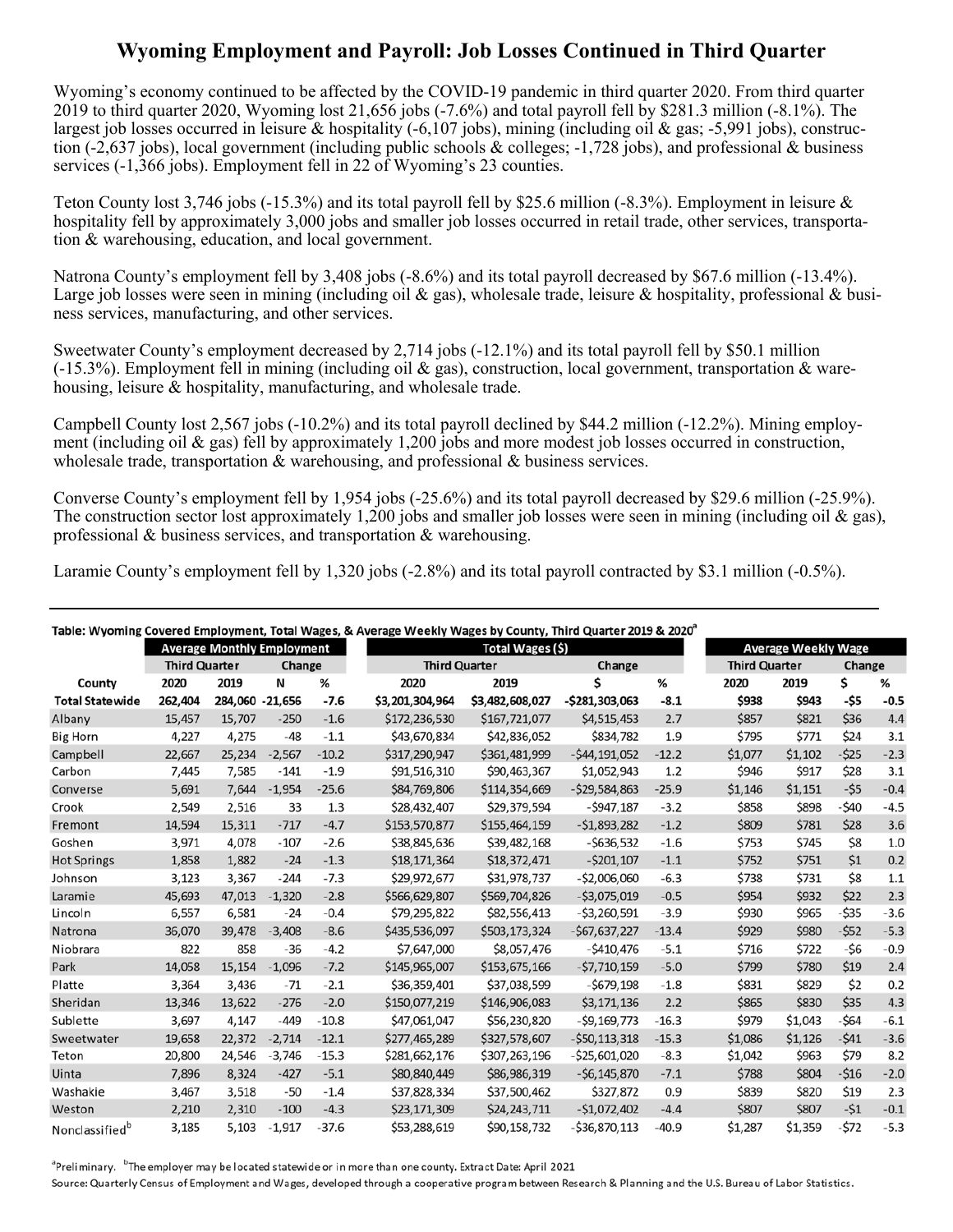# Wyoming Employment and Payroll: Job Losses Continued in Third Quarter

Wyoming's economy continued to be affected by the COVID-19 pandemic in third quarter 2020. From third quarter 2019 to third quarter 2020, Wyoming lost 21,656 jobs (-7.6%) and total payroll fell by $281.3 million (-8.1%). The largest job losses occurred in leisure & hospitality (-6,107 jobs), mining (including oil & gas; -5,991 jobs), construction (-2,637 jobs), local government (including public schools & colleges; -1,728 jobs), and professional & business services (-1,366 jobs). Employment fell in 22 of Wyoming's 23 counties.

Teton County lost 3,746 jobs (-15.3%) and its total payroll fell by $25.6 million (-8.3%). Employment in leisure & hospitality fell by approximately 3,000 jobs and smaller job losses occurred in retail trade, other services, transportation & warehousing, education, and local government.

Natrona County's employment fell by 3,408 jobs (-8.6%) and its total payroll decreased by $67.6 million (-13.4%). Large job losses were seen in mining (including oil & gas), wholesale trade, leisure & hospitality, professional & business services, manufacturing, and other services.

Sweetwater County's employment decreased by 2,714 jobs (-12.1%) and its total payroll fell by $50.1 million (-15.3%). Employment fell in mining (including oil & gas), construction, local government, transportation & warehousing, leisure & hospitality, manufacturing, and wholesale trade.

Campbell County lost 2,567 jobs (-10.2%) and its total payroll declined by $44.2 million (-12.2%). Mining employment (including oil & gas) fell by approximately 1,200 jobs and more modest job losses occurred in construction, wholesale trade, transportation & warehousing, and professional & business services.

Converse County's employment fell by 1,954 jobs (-25.6%) and its total payroll decreased by $29.6 million (-25.9%). The construction sector lost approximately 1,200 jobs and smaller job losses were seen in mining (including oil & gas), professional & business services, and transportation & warehousing.

Laramie County's employment fell by 1,320 jobs (-2.8%) and its total payroll contracted by $3.1 million (-0.5%).

Table: Wyoming Covered Employment, Total Wages, & Average Weekly Wages by County, Third Quarter 2019 & 2020[a]

| | Average Monthly Employment | | | | Total Wages ($) | | | | Average Weekly Wage | | | |
|---|---|---|---|---|---|---|---|---|---|---|---|---|
| | Third Quarter | | Change | | Third Quarter | | Change | | Third Quarter | | Change | |
| County | 2020 | 2019 | N | % | 2020 | 2019 | $ | % | 2020 | 2019 | $ | % |
| **Total Statewide** | **262,404** | **284,060** | **-21,656** | **-7.6** | **$3,201,304,964** | **$3,482,608,027** | **-$281,303,063** | **-8.1** | **$938** | **$943** | **-$5** | **-0.5** |
| Albany | 15,457 | 15,707 | -250 | -1.6 | $172,236,530 | $167,721,077 | $4,515,453 | 2.7 | $857 | $821 | $36 | 4.4 |
| Big Horn | 4,227 | 4,275 | -48 | -1.1 | $43,670,834 | $42,836,052 | $834,782 | 1.9 | $795 | $771 | $24 | 3.1 |
| Campbell | 22,667 | 25,234 | -2,567 | -10.2 | $317,290,947 | $361,481,999 | -$44,191,052 | -12.2 | $1,077 | $1,102 | -$25 | -2.3 |
| Carbon | 7,445 | 7,585 | -141 | -1.9 | $91,516,310 | $90,463,367 | $1,052,943 | 1.2 | $946 | $917 | $28 | 3.1 |
| Converse | 5,691 | 7,644 | -1,954 | -25.6 | $84,769,806 | $114,354,669 | -$29,584,863 | -25.9 | $1,146 | $1,151 | -$5 | -0.4 |
| Crook | 2,549 | 2,516 | 33 | 1.3 | $28,432,407 | $29,379,594 | -$947,187 | -3.2 | $858 | $898 | -$40 | -4.5 |
| Fremont | 14,594 | 15,311 | -717 | -4.7 | $153,570,877 | $155,464,159 | -$1,893,282 | -1.2 | $809 | $781 | $28 | 3.6 |
| Goshen | 3,971 | 4,078 | -107 | -2.6 | $38,845,636 | $39,482,168 | -$636,532 | -1.6 | $753 | $745 | $8 | 1.0 |
| Hot Springs | 1,858 | 1,882 | -24 | -1.3 | $18,171,364 | $18,372,471 | -$201,107 | -1.1 | $752 | $751 | $1 | 0.2 |
| Johnson | 3,123 | 3,367 | -244 | -7.3 | $29,972,677 | $31,978,737 | -$2,006,060 | -6.3 | $738 | $731 | $8 | 1.1 |
| Laramie | 45,693 | 47,013 | -1,320 | -2.8 | $566,629,807 | $569,704,826 | -$3,075,019 | -0.5 | $954 | $932 | $22 | 2.3 |
| Lincoln | 6,557 | 6,581 | -24 | -0.4 | $79,295,822 | $82,556,413 | -$3,260,591 | -3.9 | $930 | $965 | -$35 | -3.6 |
| Natrona | 36,070 | 39,478 | -3,408 | -8.6 | $435,536,097 | $503,173,324 | -$67,637,227 | -13.4 | $929 | $980 | -$52 | -5.3 |
| Niobrara | 822 | 858 | -36 | -4.2 | $7,647,000 | $8,057,476 | -$410,476 | -5.1 | $716 | $722 | -$6 | -0.9 |
| Park | 14,058 | 15,154 | -1,096 | -7.2 | $145,965,007 | $153,675,166 | -$7,710,159 | -5.0 | $799 | $780 | $19 | 2.4 |
| Platte | 3,364 | 3,436 | -71 | -2.1 | $36,359,401 | $37,038,599 | -$679,198 | -1.8 | $831 | $829 | $2 | 0.2 |
| Sheridan | 13,346 | 13,622 | -276 | -2.0 | $150,077,219 | $146,906,083 | $3,171,136 | 2.2 | $865 | $830 | $35 | 4.3 |
| Sublette | 3,697 | 4,147 | -449 | -10.8 | $47,061,047 | $56,230,820 | -$9,169,773 | -16.3 | $979 | $1,043 | -$64 | -6.1 |
| Sweetwater | 19,658 | 22,372 | -2,714 | -12.1 | $277,465,289 | $327,578,607 | -$50,113,318 | -15.3 | $1,086 | $1,126 | -$41 | -3.6 |
| Teton | 20,800 | 24,546 | -3,746 | -15.3 | $281,662,176 | $307,263,196 | -$25,601,020 | -8.3 | $1,042 | $963 | $79 | 8.2 |
| Uinta | 7,896 | 8,324 | -427 | -5.1 | $80,840,449 | $86,986,319 | -$6,145,870 | -7.1 | $788 | $804 | -$16 | -2.0 |
| Washakie | 3,467 | 3,518 | -50 | -1.4 | $37,828,334 | $37,500,462 | $327,872 | 0.9 | $839 | $820 | $19 | 2.3 |
| Weston | 2,210 | 2,310 | -100 | -4.3 | $23,171,309 | $24,243,711 | -$1,072,402 | -4.4 | $807 | $807 | -$1 | -0.1 |
| Nonclassified[b] | 3,185 | 5,103 | -1,917 | -37.6 | $53,288,619 | $90,158,732 | -$36,870,113 | -40.9 | $1,287 | $1,359 | -$72 | -5.3 |

[a]Preliminary. [b]The employer may be located statewide or in more than one county. Extract Date: April 2021

Source: Quarterly Census of Employment and Wages, developed through a cooperative program between Research & Planning and the U.S. Bureau of Labor Statistics.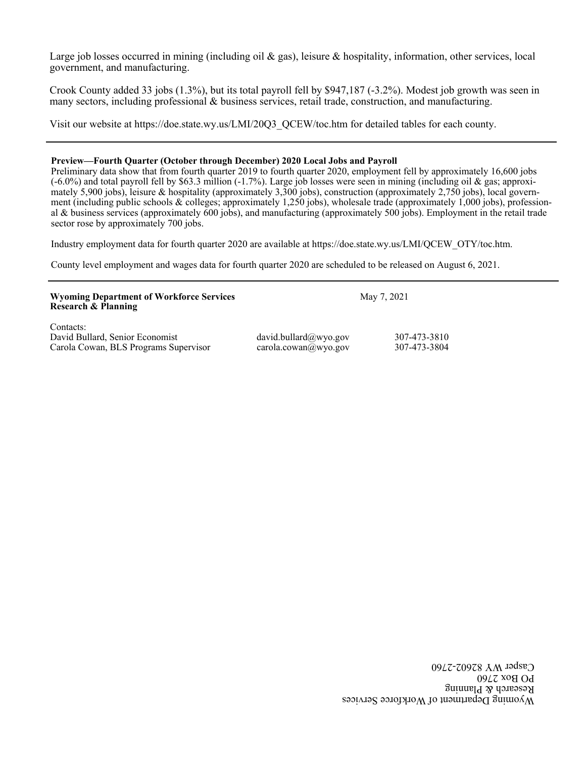Large job losses occurred in mining (including oil & gas), leisure & hospitality, information, other services, local government, and manufacturing.

Crook County added 33 jobs (1.3%), but its total payroll fell by $947,187 (-3.2%). Modest job growth was seen in many sectors, including professional & business services, retail trade, construction, and manufacturing.

Visit our website at https://doe.state.wy.us/LMI/20Q3_QCEW/toc.htm for detailed tables for each county.

---

**Preview—Fourth Quarter (October through December) 2020 Local Jobs and Payroll**

Preliminary data show that from fourth quarter 2019 to fourth quarter 2020, employment fell by approximately 16,600 jobs (-6.0%) and total payroll fell by $63.3 million (-1.7%). Large job losses were seen in mining (including oil & gas; approximately 5,900 jobs), leisure & hospitality (approximately 3,300 jobs), construction (approximately 2,750 jobs), local government (including public schools & colleges; approximately 1,250 jobs), wholesale trade (approximately 1,000 jobs), professional & business services (approximately 600 jobs), and manufacturing (approximately 500 jobs). Employment in the retail trade sector rose by approximately 700 jobs.

Industry employment data for fourth quarter 2020 are available at https://doe.state.wy.us/LMI/QCEW_OTY/toc.htm.

County level employment and wages data for fourth quarter 2020 are scheduled to be released on August 6, 2021.

---

**Wyoming Department of Workforce Services**
**Research & Planning**

May 7, 2021

Contacts:

| | | |
|---|---|---|
| David Bullard, Senior Economist | david.bullard@wyo.gov | 307-473-3810 |
| Carola Cowan, BLS Programs Supervisor | carola.cowan@wyo.gov | 307-473-3804 |

Wyoming Department of Workforce Services
Research & Planning
PO Box 2760
Casper WY 82602-2760